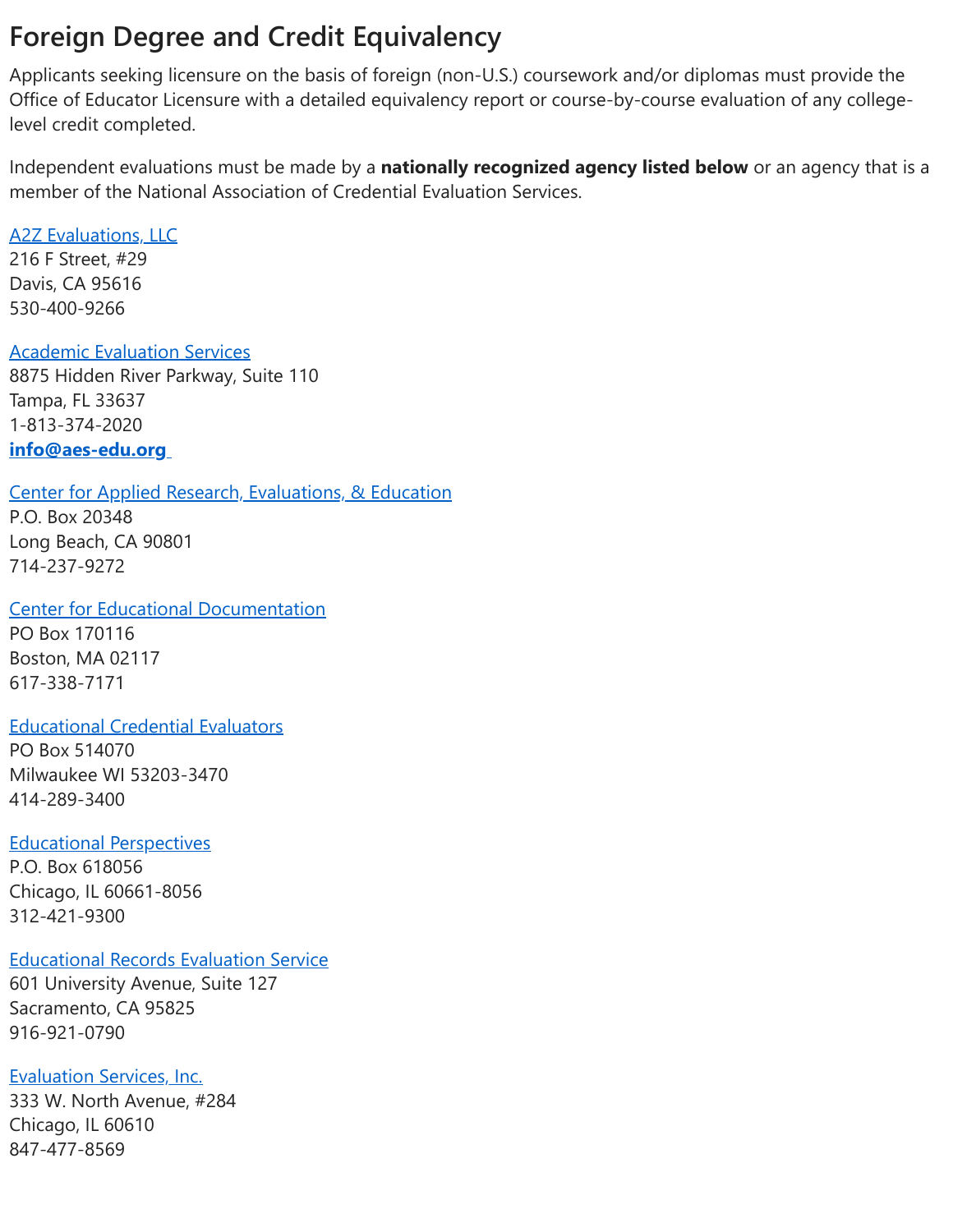# Foreign Degree and Credit Equivalency

Applicants seeking licensure on the basis of foreign (non-U.S.) coursework and/or diplomas must provide the Office of Educator Licensure with a detailed equivalency report or course-by-course evaluation of any college-level credit completed.

Independent evaluations must be made by a **nationally recognized agency listed below** or an agency that is a member of the National Association of Credential Evaluation Services.

A2Z Evaluations, LLC
216 F Street, #29
Davis, CA 95616
530-400-9266

Academic Evaluation Services
8875 Hidden River Parkway, Suite 110
Tampa, FL 33637
1-813-374-2020
**info@aes-edu.org**

Center for Applied Research, Evaluations, & Education
P.O. Box 20348
Long Beach, CA 90801
714-237-9272

Center for Educational Documentation
PO Box 170116
Boston, MA 02117
617-338-7171

Educational Credential Evaluators
PO Box 514070
Milwaukee WI 53203-3470
414-289-3400

Educational Perspectives
P.O. Box 618056
Chicago, IL 60661-8056
312-421-9300

Educational Records Evaluation Service
601 University Avenue, Suite 127
Sacramento, CA 95825
916-921-0790

Evaluation Services, Inc.
333 W. North Avenue, #284
Chicago, IL 60610
847-477-8569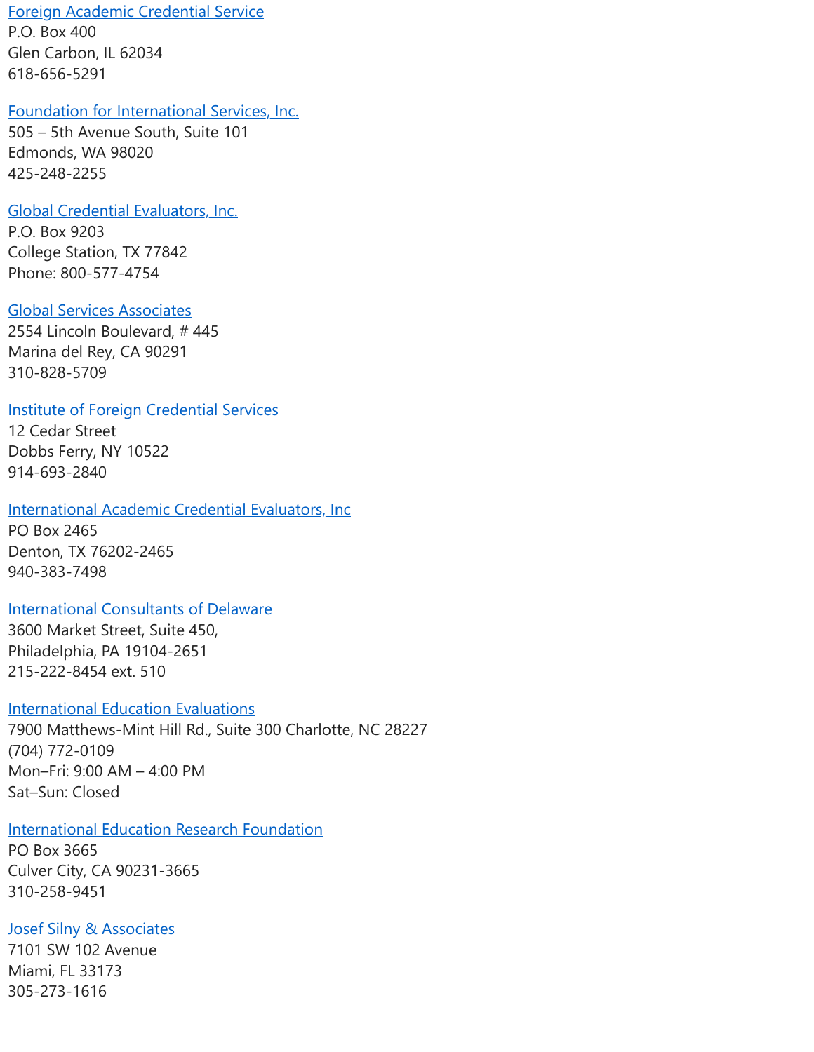Foreign Academic Credential Service
P.O. Box 400
Glen Carbon, IL 62034
618-656-5291

Foundation for International Services, Inc.
505 – 5th Avenue South, Suite 101
Edmonds, WA 98020
425-248-2255

Global Credential Evaluators, Inc.
P.O. Box 9203
College Station, TX 77842
Phone: 800-577-4754

Global Services Associates
2554 Lincoln Boulevard, # 445
Marina del Rey, CA 90291
310-828-5709

Institute of Foreign Credential Services
12 Cedar Street
Dobbs Ferry, NY 10522
914-693-2840

International Academic Credential Evaluators, Inc
PO Box 2465
Denton, TX 76202-2465
940-383-7498

International Consultants of Delaware
3600 Market Street, Suite 450,
Philadelphia, PA 19104-2651
215-222-8454 ext. 510

International Education Evaluations
7900 Matthews-Mint Hill Rd., Suite 300 Charlotte, NC 28227
(704) 772-0109
Mon–Fri: 9:00 AM – 4:00 PM
Sat–Sun: Closed

International Education Research Foundation
PO Box 3665
Culver City, CA 90231-3665
310-258-9451

Josef Silny & Associates
7101 SW 102 Avenue
Miami, FL 33173
305-273-1616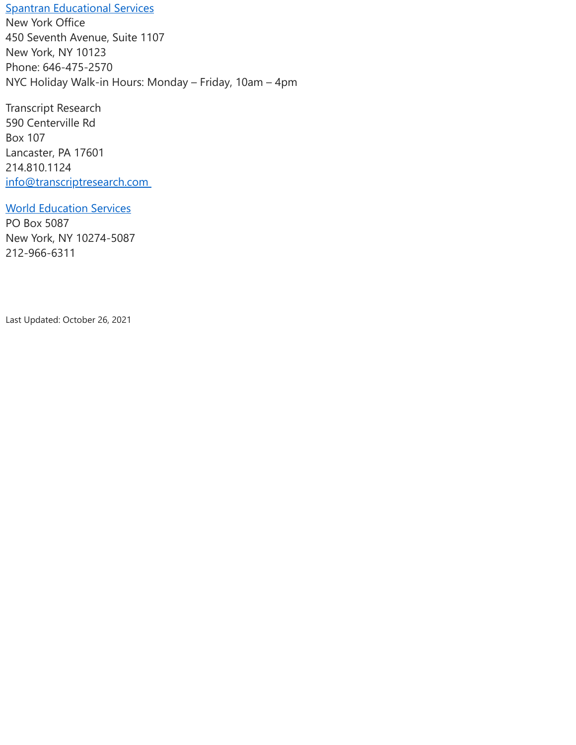Spantran Educational Services
New York Office
450 Seventh Avenue, Suite 1107
New York, NY 10123
Phone: 646-475-2570
NYC Holiday Walk-in Hours: Monday – Friday, 10am – 4pm

Transcript Research
590 Centerville Rd
Box 107
Lancaster, PA 17601
214.810.1124
info@transcriptresearch.com

World Education Services
PO Box 5087
New York, NY 10274-5087
212-966-6311

Last Updated: October 26, 2021